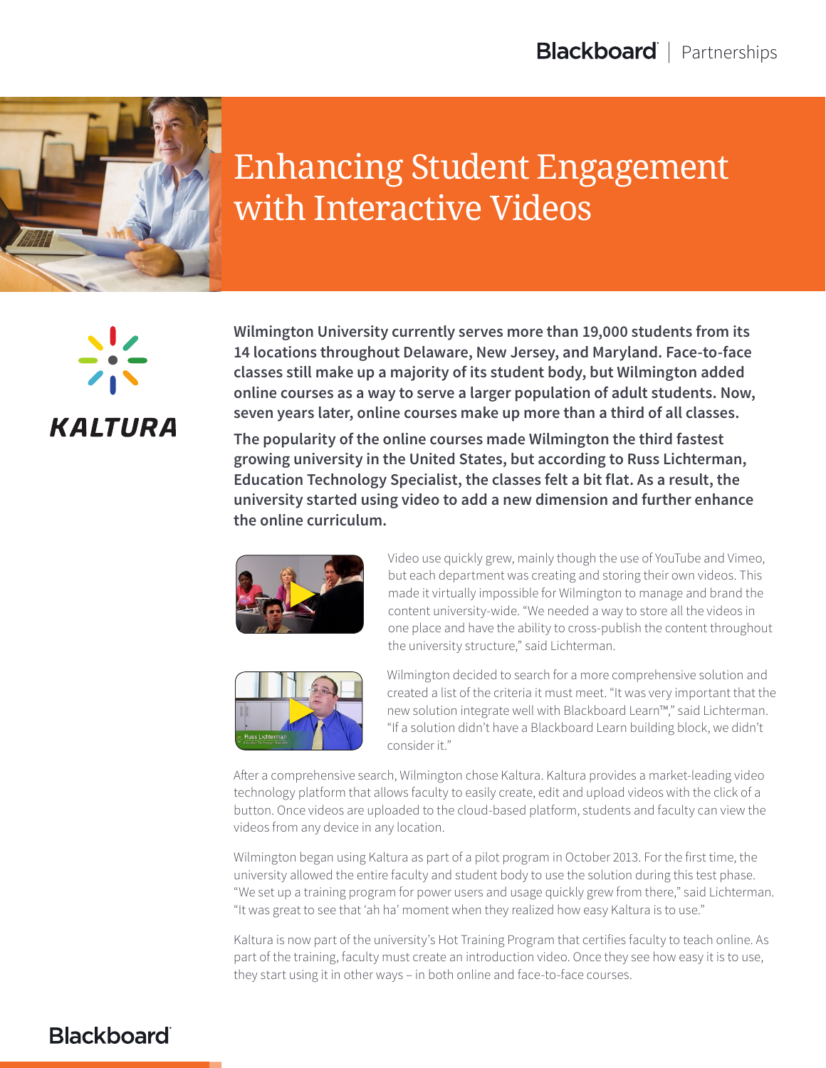# Enhancing Student Engagement with Interactive Videos

**Wilmington University currently serves more than 19,000 students from its 14 locations throughout Delaware, New Jersey, and Maryland. Face-to-face classes still make up a majority of its student body, but Wilmington added online courses as a way to serve a larger population of adult students. Now, seven years later, online courses make up more than a third of all classes.**

**The popularity of the online courses made Wilmington the third fastest growing university in the United States, but according to Russ Lichterman, Education Technology Specialist, the classes felt a bit flat. As a result, the university started using video to add a new dimension and further enhance the online curriculum.**

Video use quickly grew, mainly though the use of YouTube and Vimeo, but each department was creating and storing their own videos. This made it virtually impossible for Wilmington to manage and brand the content university-wide. "We needed a way to store all the videos in one place and have the ability to cross-publish the content throughout the university structure," said Lichterman.

Wilmington decided to search for a more comprehensive solution and created a list of the criteria it must meet. "It was very important that the new solution integrate well with Blackboard Learn™," said Lichterman. "If a solution didn't have a Blackboard Learn building block, we didn't consider it."

After a comprehensive search, Wilmington chose Kaltura. Kaltura provides a market-leading video technology platform that allows faculty to easily create, edit and upload videos with the click of a button. Once videos are uploaded to the cloud-based platform, students and faculty can view the videos from any device in any location.

Wilmington began using Kaltura as part of a pilot program in October 2013. For the first time, the university allowed the entire faculty and student body to use the solution during this test phase. "We set up a training program for power users and usage quickly grew from there," said Lichterman. "It was great to see that 'ah ha' moment when they realized how easy Kaltura is to use."

Kaltura is now part of the university's Hot Training Program that certifies faculty to teach online. As part of the training, faculty must create an introduction video. Once they see how easy it is to use, they start using it in other ways – in both online and face-to-face courses.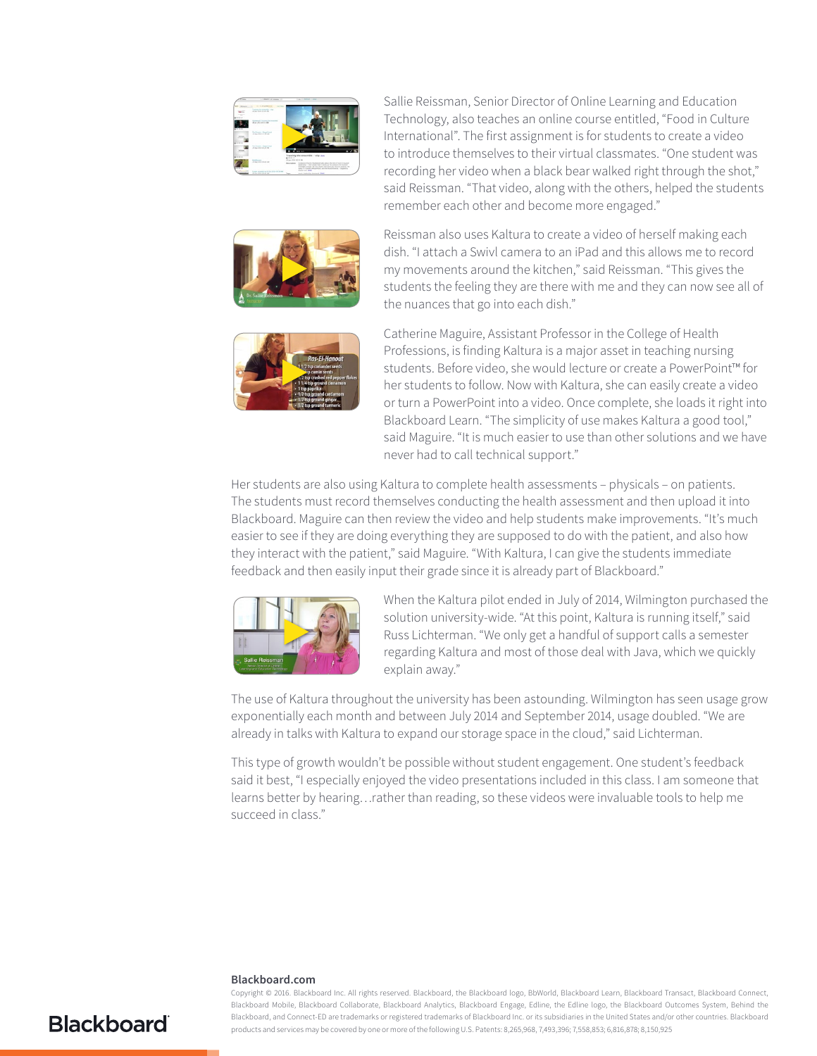Sallie Reissman, Senior Director of Online Learning and Education Technology, also teaches an online course entitled, "Food in Culture International". The first assignment is for students to create a video to introduce themselves to their virtual classmates. "One student was recording her video when a black bear walked right through the shot," said Reissman. "That video, along with the others, helped the students remember each other and become more engaged."

Reissman also uses Kaltura to create a video of herself making each dish. "I attach a Swivl camera to an iPad and this allows me to record my movements around the kitchen," said Reissman. "This gives the students the feeling they are there with me and they can now see all of the nuances that go into each dish."

Catherine Maguire, Assistant Professor in the College of Health Professions, is finding Kaltura is a major asset in teaching nursing students. Before video, she would lecture or create a PowerPoint™ for her students to follow. Now with Kaltura, she can easily create a video or turn a PowerPoint into a video. Once complete, she loads it right into Blackboard Learn. "The simplicity of use makes Kaltura a good tool," said Maguire. "It is much easier to use than other solutions and we have never had to call technical support."

Her students are also using Kaltura to complete health assessments – physicals – on patients. The students must record themselves conducting the health assessment and then upload it into Blackboard. Maguire can then review the video and help students make improvements. "It's much easier to see if they are doing everything they are supposed to do with the patient, and also how they interact with the patient," said Maguire. "With Kaltura, I can give the students immediate feedback and then easily input their grade since it is already part of Blackboard."

When the Kaltura pilot ended in July of 2014, Wilmington purchased the solution university-wide. "At this point, Kaltura is running itself," said Russ Lichterman. "We only get a handful of support calls a semester regarding Kaltura and most of those deal with Java, which we quickly explain away."

The use of Kaltura throughout the university has been astounding. Wilmington has seen usage grow exponentially each month and between July 2014 and September 2014, usage doubled. "We are already in talks with Kaltura to expand our storage space in the cloud," said Lichterman.

This type of growth wouldn't be possible without student engagement. One student's feedback said it best, "I especially enjoyed the video presentations included in this class. I am someone that learns better by hearing…rather than reading, so these videos were invaluable tools to help me succeed in class."

**Blackboard.com**

Copyright © 2016. Blackboard Inc. All rights reserved. Blackboard, the Blackboard logo, BbWorld, Blackboard Learn, Blackboard Transact, Blackboard Connect, Blackboard Mobile, Blackboard Collaborate, Blackboard Analytics, Blackboard Engage, Edline, the Edline logo, the Blackboard Outcomes System, Behind the Blackboard, and Connect-ED are trademarks or registered trademarks of Blackboard Inc. or its subsidiaries in the United States and/or other countries. Blackboard products and services may be covered by one or more of the following U.S. Patents: 8,265,968, 7,493,396; 7,558,853; 6,816,878; 8,150,925